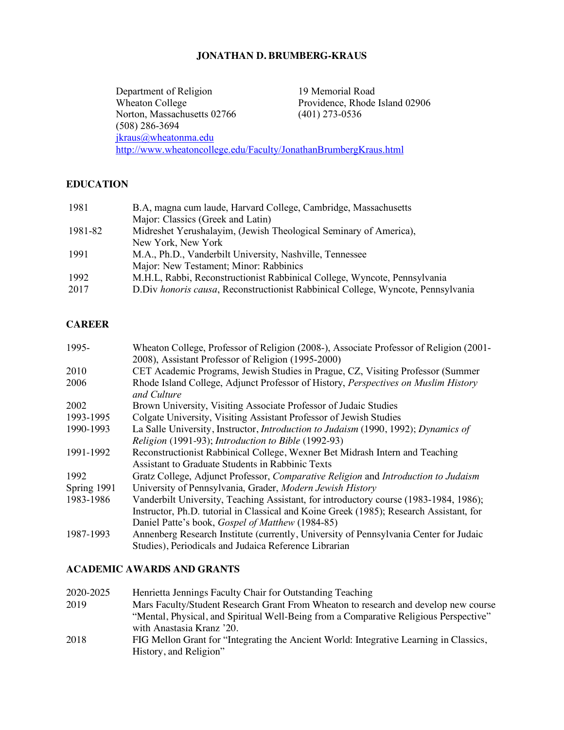# JONATHAN D. BRUMBERG-KRAUS

Department of Religion
Wheaton College
Norton, Massachusetts 02766
(508) 286-3694
[jkraus@wheatonma.edu](mailto:jkraus@wheatonma.edu)
[http://www.wheatoncollege.edu/Faculty/JonathanBrumbergKraus.html](http://www.wheatoncollege.edu/Faculty/JonathanBrumbergKraus.html)

19 Memorial Road
Providence, Rhode Island 02906
(401) 273-0536

## EDUCATION

| | |
|---|---|
| 1981 | B.A, magna cum laude, Harvard College, Cambridge, Massachusetts<br>Major: Classics (Greek and Latin) |
| 1981-82 | Midreshet Yerushalayim, (Jewish Theological Seminary of America), New York, New York |
| 1991 | M.A., Ph.D., Vanderbilt University, Nashville, Tennessee<br>Major: New Testament; Minor: Rabbinics |
| 1992 | M.H.L, Rabbi, Reconstructionist Rabbinical College, Wyncote, Pennsylvania |
| 2017 | D.Div *honoris causa*, Reconstructionist Rabbinical College, Wyncote, Pennsylvania |

## CAREER

| | |
|---|---|
| 1995- | Wheaton College, Professor of Religion (2008-), Associate Professor of Religion (2001-2008), Assistant Professor of Religion (1995-2000) |
| 2010 | CET Academic Programs, Jewish Studies in Prague, CZ, Visiting Professor (Summer |
| 2006 | Rhode Island College, Adjunct Professor of History, *Perspectives on Muslim History and Culture* |
| 2002 | Brown University, Visiting Associate Professor of Judaic Studies |
| 1993-1995 | Colgate University, Visiting Assistant Professor of Jewish Studies |
| 1990-1993 | La Salle University, Instructor, *Introduction to Judaism* (1990, 1992); *Dynamics of Religion* (1991-93); *Introduction to Bible* (1992-93) |
| 1991-1992 | Reconstructionist Rabbinical College, Wexner Bet Midrash Intern and Teaching Assistant to Graduate Students in Rabbinic Texts |
| 1992 | Gratz College, Adjunct Professor, *Comparative Religion* and *Introduction to Judaism* |
| Spring 1991 | University of Pennsylvania, Grader, *Modern Jewish History* |
| 1983-1986 | Vanderbilt University, Teaching Assistant, for introductory course (1983-1984, 1986); Instructor, Ph.D. tutorial in Classical and Koine Greek (1985); Research Assistant, for Daniel Patte's book, *Gospel of Matthew* (1984-85) |
| 1987-1993 | Annenberg Research Institute (currently, University of Pennsylvania Center for Judaic Studies), Periodicals and Judaica Reference Librarian |

## ACADEMIC AWARDS AND GRANTS

| | |
|---|---|
| 2020-2025 | Henrietta Jennings Faculty Chair for Outstanding Teaching |
| 2019 | Mars Faculty/Student Research Grant From Wheaton to research and develop new course "Mental, Physical, and Spiritual Well-Being from a Comparative Religious Perspective" with Anastasia Kranz '20. |
| 2018 | FIG Mellon Grant for "Integrating the Ancient World: Integrative Learning in Classics, History, and Religion" |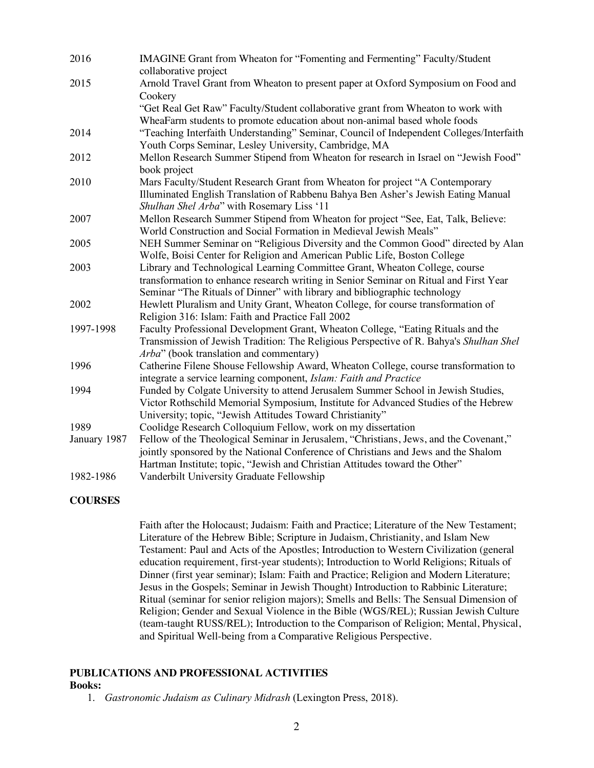| | |
|---|---|
| 2016 | IMAGINE Grant from Wheaton for "Fomenting and Fermenting" Faculty/Student collaborative project |
| 2015 | Arnold Travel Grant from Wheaton to present paper at Oxford Symposium on Food and Cookery |
| | "Get Real Get Raw" Faculty/Student collaborative grant from Wheaton to work with WheaFarm students to promote education about non-animal based whole foods |
| 2014 | "Teaching Interfaith Understanding" Seminar, Council of Independent Colleges/Interfaith Youth Corps Seminar, Lesley University, Cambridge, MA |
| 2012 | Mellon Research Summer Stipend from Wheaton for research in Israel on "Jewish Food" book project |
| 2010 | Mars Faculty/Student Research Grant from Wheaton for project "A Contemporary Illuminated English Translation of Rabbenu Bahya Ben Asher's Jewish Eating Manual *Shulhan Shel Arba*" with Rosemary Liss '11 |
| 2007 | Mellon Research Summer Stipend from Wheaton for project "See, Eat, Talk, Believe: World Construction and Social Formation in Medieval Jewish Meals" |
| 2005 | NEH Summer Seminar on "Religious Diversity and the Common Good" directed by Alan Wolfe, Boisi Center for Religion and American Public Life, Boston College |
| 2003 | Library and Technological Learning Committee Grant, Wheaton College, course transformation to enhance research writing in Senior Seminar on Ritual and First Year Seminar "The Rituals of Dinner" with library and bibliographic technology |
| 2002 | Hewlett Pluralism and Unity Grant, Wheaton College, for course transformation of Religion 316: Islam: Faith and Practice Fall 2002 |
| 1997-1998 | Faculty Professional Development Grant, Wheaton College, "Eating Rituals and the Transmission of Jewish Tradition: The Religious Perspective of R. Bahya's *Shulhan Shel Arba*" (book translation and commentary) |
| 1996 | Catherine Filene Shouse Fellowship Award, Wheaton College, course transformation to integrate a service learning component, *Islam: Faith and Practice* |
| 1994 | Funded by Colgate University to attend Jerusalem Summer School in Jewish Studies, Victor Rothschild Memorial Symposium, Institute for Advanced Studies of the Hebrew University; topic, "Jewish Attitudes Toward Christianity" |
| 1989 | Coolidge Research Colloquium Fellow, work on my dissertation |
| January 1987 | Fellow of the Theological Seminar in Jerusalem, "Christians, Jews, and the Covenant," jointly sponsored by the National Conference of Christians and Jews and the Shalom Hartman Institute; topic, "Jewish and Christian Attitudes toward the Other" |
| 1982-1986 | Vanderbilt University Graduate Fellowship |

## COURSES

Faith after the Holocaust; Judaism: Faith and Practice; Literature of the New Testament; Literature of the Hebrew Bible; Scripture in Judaism, Christianity, and Islam New Testament: Paul and Acts of the Apostles; Introduction to Western Civilization (general education requirement, first-year students); Introduction to World Religions; Rituals of Dinner (first year seminar); Islam: Faith and Practice; Religion and Modern Literature; Jesus in the Gospels; Seminar in Jewish Thought) Introduction to Rabbinic Literature; Ritual (seminar for senior religion majors); Smells and Bells: The Sensual Dimension of Religion; Gender and Sexual Violence in the Bible (WGS/REL); Russian Jewish Culture (team-taught RUSS/REL); Introduction to the Comparison of Religion; Mental, Physical, and Spiritual Well-being from a Comparative Religious Perspective.

## PUBLICATIONS AND PROFESSIONAL ACTIVITIES

**Books:**

1. *Gastronomic Judaism as Culinary Midrash* (Lexington Press, 2018).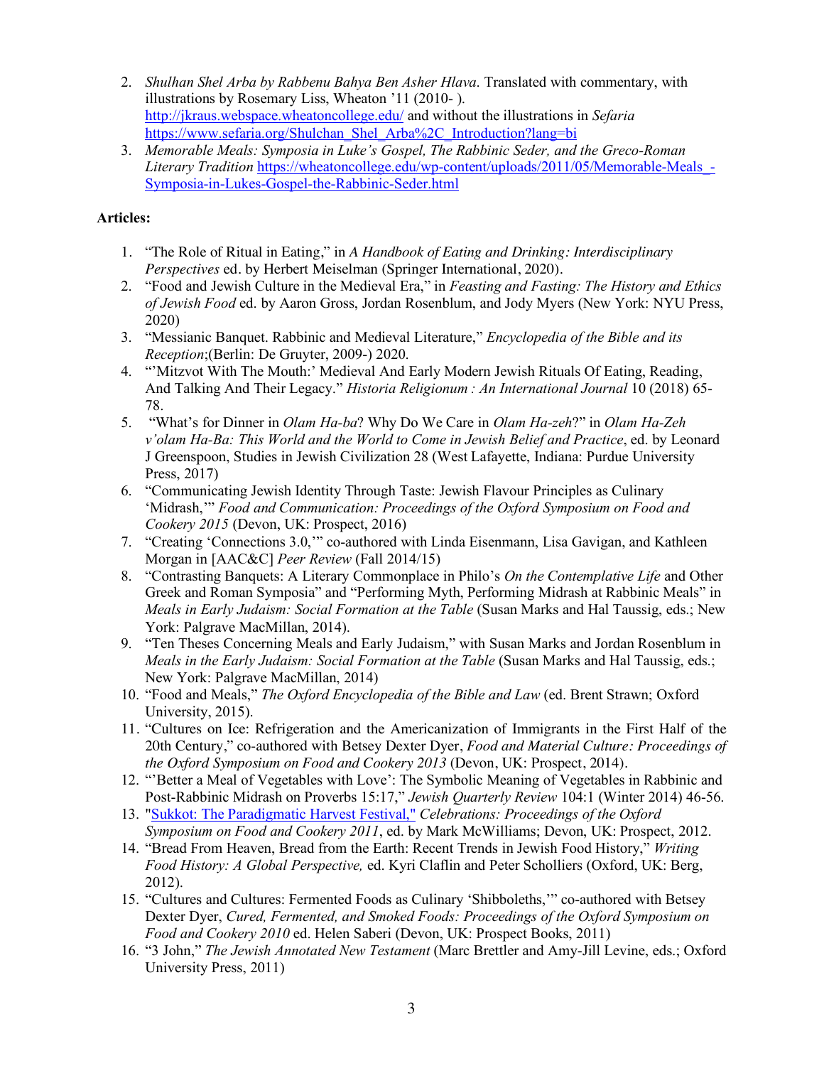2. *Shulhan Shel Arba by Rabbenu Bahya Ben Asher Hlava*. Translated with commentary, with illustrations by Rosemary Liss, Wheaton '11 (2010- ). http://jkraus.webspace.wheatoncollege.edu/ and without the illustrations in *Sefaria* https://www.sefaria.org/Shulchan_Shel_Arba%2C_Introduction?lang=bi
3. *Memorable Meals: Symposia in Luke's Gospel, The Rabbinic Seder, and the Greco-Roman Literary Tradition* https://wheatoncollege.edu/wp-content/uploads/2011/05/Memorable-Meals_-Symposia-in-Lukes-Gospel-the-Rabbinic-Seder.html

**Articles:**

1. "The Role of Ritual in Eating," in *A Handbook of Eating and Drinking: Interdisciplinary Perspectives* ed. by Herbert Meiselman (Springer International, 2020).
2. "Food and Jewish Culture in the Medieval Era," in *Feasting and Fasting: The History and Ethics of Jewish Food* ed. by Aaron Gross, Jordan Rosenblum, and Jody Myers (New York: NYU Press, 2020)
3. "Messianic Banquet. Rabbinic and Medieval Literature," *Encyclopedia of the Bible and its Reception*;(Berlin: De Gruyter, 2009-) 2020.
4. "'Mitzvot With The Mouth:' Medieval And Early Modern Jewish Rituals Of Eating, Reading, And Talking And Their Legacy." *Historia Religionum : An International Journal* 10 (2018) 65-78.
5. "What's for Dinner in *Olam Ha-ba*? Why Do We Care in *Olam Ha-zeh*?" in *Olam Ha-Zeh v'olam Ha-Ba: This World and the World to Come in Jewish Belief and Practice*, ed. by Leonard J Greenspoon, Studies in Jewish Civilization 28 (West Lafayette, Indiana: Purdue University Press, 2017)
6. "Communicating Jewish Identity Through Taste: Jewish Flavour Principles as Culinary 'Midrash,'" *Food and Communication: Proceedings of the Oxford Symposium on Food and Cookery 2015* (Devon, UK: Prospect, 2016)
7. "Creating 'Connections 3.0,'" co-authored with Linda Eisenmann, Lisa Gavigan, and Kathleen Morgan in [AAC&C] *Peer Review* (Fall 2014/15)
8. "Contrasting Banquets: A Literary Commonplace in Philo's *On the Contemplative Life* and Other Greek and Roman Symposia" and "Performing Myth, Performing Midrash at Rabbinic Meals" in *Meals in Early Judaism: Social Formation at the Table* (Susan Marks and Hal Taussig, eds.; New York: Palgrave MacMillan, 2014).
9. "Ten Theses Concerning Meals and Early Judaism," with Susan Marks and Jordan Rosenblum in *Meals in the Early Judaism: Social Formation at the Table* (Susan Marks and Hal Taussig, eds.; New York: Palgrave MacMillan, 2014)
10. "Food and Meals," *The Oxford Encyclopedia of the Bible and Law* (ed. Brent Strawn; Oxford University, 2015).
11. "Cultures on Ice: Refrigeration and the Americanization of Immigrants in the First Half of the 20th Century," co-authored with Betsey Dexter Dyer, *Food and Material Culture: Proceedings of the Oxford Symposium on Food and Cookery 2013* (Devon, UK: Prospect, 2014).
12. "'Better a Meal of Vegetables with Love': The Symbolic Meaning of Vegetables in Rabbinic and Post-Rabbinic Midrash on Proverbs 15:17," *Jewish Quarterly Review* 104:1 (Winter 2014) 46-56.
13. "Sukkot: The Paradigmatic Harvest Festival," *Celebrations: Proceedings of the Oxford Symposium on Food and Cookery 2011*, ed. by Mark McWilliams; Devon, UK: Prospect, 2012.
14. "Bread From Heaven, Bread from the Earth: Recent Trends in Jewish Food History," *Writing Food History: A Global Perspective,* ed. Kyri Claflin and Peter Scholliers (Oxford, UK: Berg, 2012).
15. "Cultures and Cultures: Fermented Foods as Culinary 'Shibboleths,'" co-authored with Betsey Dexter Dyer, *Cured, Fermented, and Smoked Foods: Proceedings of the Oxford Symposium on Food and Cookery 2010* ed. Helen Saberi (Devon, UK: Prospect Books, 2011)
16. "3 John," *The Jewish Annotated New Testament* (Marc Brettler and Amy-Jill Levine, eds.; Oxford University Press, 2011)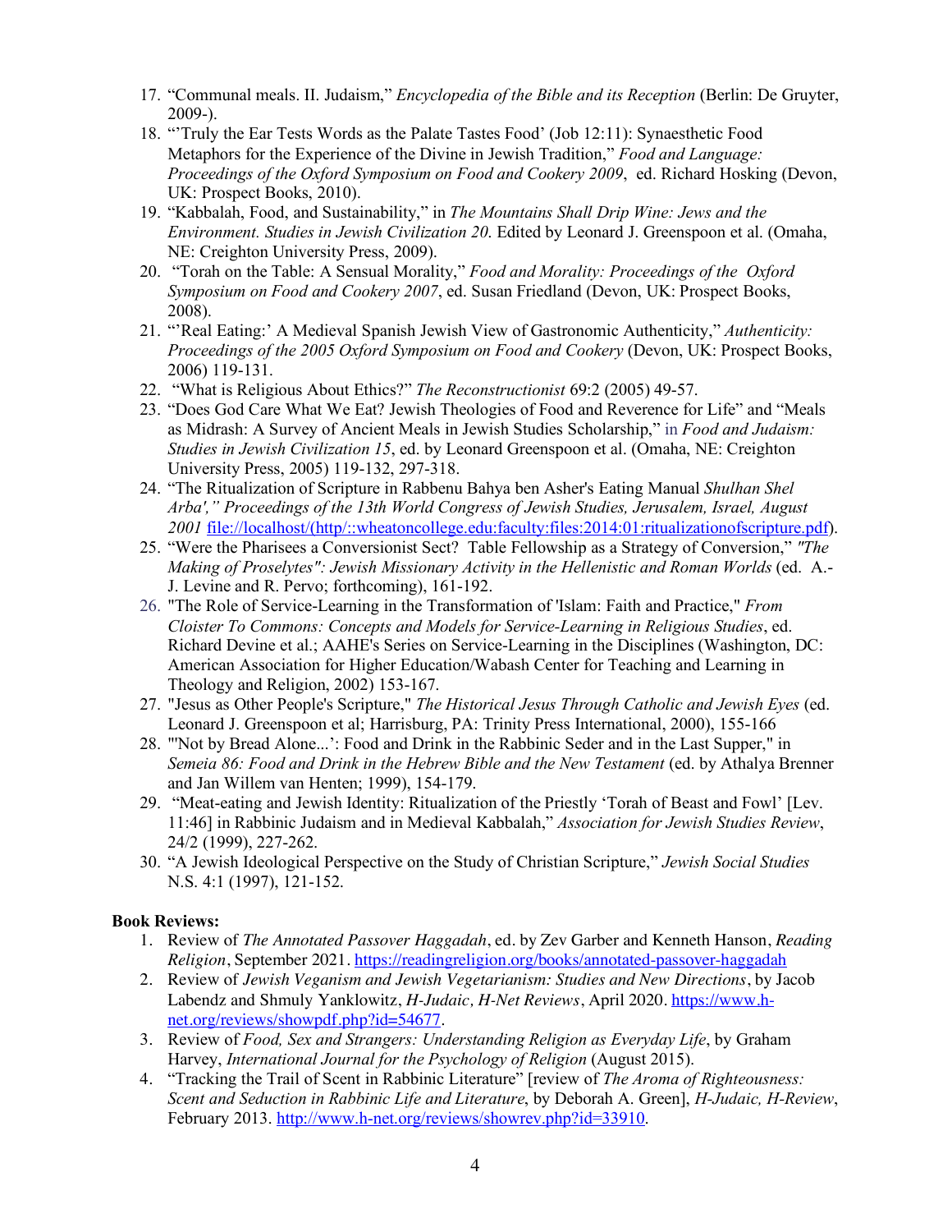17. "Communal meals. II. Judaism," *Encyclopedia of the Bible and its Reception* (Berlin: De Gruyter, 2009-).
18. "'Truly the Ear Tests Words as the Palate Tastes Food' (Job 12:11): Synaesthetic Food Metaphors for the Experience of the Divine in Jewish Tradition," *Food and Language: Proceedings of the Oxford Symposium on Food and Cookery 2009*, ed. Richard Hosking (Devon, UK: Prospect Books, 2010).
19. "Kabbalah, Food, and Sustainability," in *The Mountains Shall Drip Wine: Jews and the Environment. Studies in Jewish Civilization 20*. Edited by Leonard J. Greenspoon et al. (Omaha, NE: Creighton University Press, 2009).
20. "Torah on the Table: A Sensual Morality," *Food and Morality: Proceedings of the Oxford Symposium on Food and Cookery 2007*, ed. Susan Friedland (Devon, UK: Prospect Books, 2008).
21. "'Real Eating:' A Medieval Spanish Jewish View of Gastronomic Authenticity," *Authenticity: Proceedings of the 2005 Oxford Symposium on Food and Cookery* (Devon, UK: Prospect Books, 2006) 119-131.
22. "What is Religious About Ethics?" *The Reconstructionist* 69:2 (2005) 49-57.
23. "Does God Care What We Eat? Jewish Theologies of Food and Reverence for Life" and "Meals as Midrash: A Survey of Ancient Meals in Jewish Studies Scholarship," in *Food and Judaism: Studies in Jewish Civilization 15*, ed. by Leonard Greenspoon et al. (Omaha, NE: Creighton University Press, 2005) 119-132, 297-318.
24. "The Ritualization of Scripture in Rabbenu Bahya ben Asher's Eating Manual *Shulhan Shel Arba'," Proceedings of the 13th World Congress of Jewish Studies, Jerusalem, Israel, August 2001* file://localhost/(http/::wheatoncollege.edu:faculty:files:2014:01:ritualizationofscripture.pdf).
25. "Were the Pharisees a Conversionist Sect? Table Fellowship as a Strategy of Conversion," *"The Making of Proselytes": Jewish Missionary Activity in the Hellenistic and Roman Worlds* (ed. A.-J. Levine and R. Pervo; forthcoming), 161-192.
26. "The Role of Service-Learning in the Transformation of 'Islam: Faith and Practice," *From Cloister To Commons: Concepts and Models for Service-Learning in Religious Studies*, ed. Richard Devine et al.; AAHE's Series on Service-Learning in the Disciplines (Washington, DC: American Association for Higher Education/Wabash Center for Teaching and Learning in Theology and Religion, 2002) 153-167.
27. "Jesus as Other People's Scripture," *The Historical Jesus Through Catholic and Jewish Eyes* (ed. Leonard J. Greenspoon et al; Harrisburg, PA: Trinity Press International, 2000), 155-166
28. "'Not by Bread Alone...': Food and Drink in the Rabbinic Seder and in the Last Supper," in *Semeia 86: Food and Drink in the Hebrew Bible and the New Testament* (ed. by Athalya Brenner and Jan Willem van Henten; 1999), 154-179.
29. "Meat-eating and Jewish Identity: Ritualization of the Priestly 'Torah of Beast and Fowl' [Lev. 11:46] in Rabbinic Judaism and in Medieval Kabbalah," *Association for Jewish Studies Review*, 24/2 (1999), 227-262.
30. "A Jewish Ideological Perspective on the Study of Christian Scripture," *Jewish Social Studies* N.S. 4:1 (1997), 121-152.

**Book Reviews:**

1. Review of *The Annotated Passover Haggadah*, ed. by Zev Garber and Kenneth Hanson, *Reading Religion*, September 2021. https://readingreligion.org/books/annotated-passover-haggadah
2. Review of *Jewish Veganism and Jewish Vegetarianism: Studies and New Directions*, by Jacob Labendz and Shmuly Yanklowitz, *H-Judaic, H-Net Reviews*, April 2020. https://www.h-net.org/reviews/showpdf.php?id=54677.
3. Review of *Food, Sex and Strangers: Understanding Religion as Everyday Life*, by Graham Harvey, *International Journal for the Psychology of Religion* (August 2015).
4. "Tracking the Trail of Scent in Rabbinic Literature" [review of *The Aroma of Righteousness: Scent and Seduction in Rabbinic Life and Literature*, by Deborah A. Green], *H-Judaic, H-Review*, February 2013. http://www.h-net.org/reviews/showrev.php?id=33910.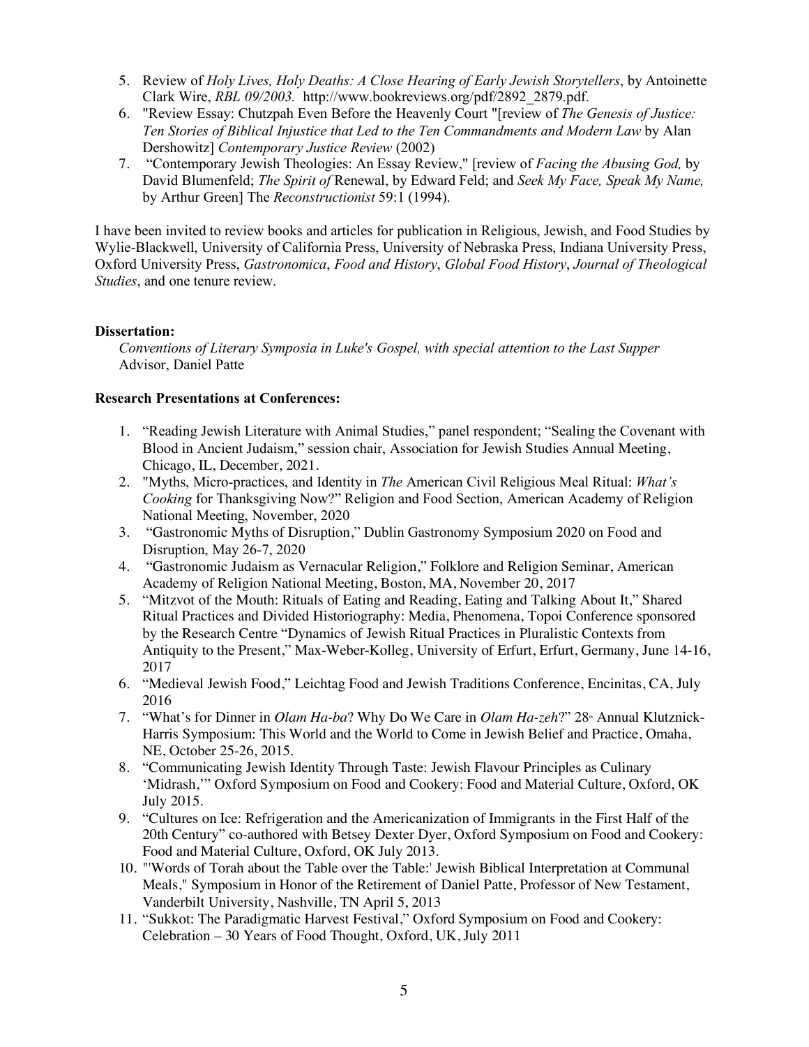5. Review of *Holy Lives, Holy Deaths: A Close Hearing of Early Jewish Storytellers*, by Antoinette Clark Wire, *RBL 09/2003.* http://www.bookreviews.org/pdf/2892_2879.pdf.
6. "Review Essay: Chutzpah Even Before the Heavenly Court "[review of *The Genesis of Justice: Ten Stories of Biblical Injustice that Led to the Ten Commandments and Modern Law* by Alan Dershowitz] *Contemporary Justice Review* (2002)
7. "Contemporary Jewish Theologies: An Essay Review," [review of *Facing the Abusing God,* by David Blumenfeld; *The Spirit of* Renewal, by Edward Feld; and *Seek My Face, Speak My Name,* by Arthur Green] The *Reconstructionist* 59:1 (1994).

I have been invited to review books and articles for publication in Religious, Jewish, and Food Studies by Wylie-Blackwell, University of California Press, University of Nebraska Press, Indiana University Press, Oxford University Press, *Gastronomica*, *Food and History*, *Global Food History*, *Journal of Theological Studies*, and one tenure review.

**Dissertation:**

*Conventions of Literary Symposia in Luke's Gospel, with special attention to the Last Supper*
Advisor, Daniel Patte

**Research Presentations at Conferences:**

1. "Reading Jewish Literature with Animal Studies," panel respondent; "Sealing the Covenant with Blood in Ancient Judaism," session chair, Association for Jewish Studies Annual Meeting, Chicago, IL, December, 2021.
2. "Myths, Micro-practices, and Identity in *The* American Civil Religious Meal Ritual: *What's Cooking* for Thanksgiving Now?" Religion and Food Section, American Academy of Religion National Meeting, November, 2020
3. "Gastronomic Myths of Disruption," Dublin Gastronomy Symposium 2020 on Food and Disruption, May 26-7, 2020
4. "Gastronomic Judaism as Vernacular Religion," Folklore and Religion Seminar, American Academy of Religion National Meeting, Boston, MA, November 20, 2017
5. "Mitzvot of the Mouth: Rituals of Eating and Reading, Eating and Talking About It," Shared Ritual Practices and Divided Historiography: Media, Phenomena, Topoi Conference sponsored by the Research Centre "Dynamics of Jewish Ritual Practices in Pluralistic Contexts from Antiquity to the Present," Max-Weber-Kolleg, University of Erfurt, Erfurt, Germany, June 14-16, 2017
6. "Medieval Jewish Food," Leichtag Food and Jewish Traditions Conference, Encinitas, CA, July 2016
7. "What's for Dinner in *Olam Ha-ba*? Why Do We Care in *Olam Ha-zeh*?" 28th Annual Klutznick-Harris Symposium: This World and the World to Come in Jewish Belief and Practice, Omaha, NE, October 25-26, 2015.
8. "Communicating Jewish Identity Through Taste: Jewish Flavour Principles as Culinary 'Midrash,'" Oxford Symposium on Food and Cookery: Food and Material Culture, Oxford, OK July 2015.
9. "Cultures on Ice: Refrigeration and the Americanization of Immigrants in the First Half of the 20th Century" co-authored with Betsey Dexter Dyer, Oxford Symposium on Food and Cookery: Food and Material Culture, Oxford, OK July 2013.
10. "'Words of Torah about the Table over the Table:' Jewish Biblical Interpretation at Communal Meals," Symposium in Honor of the Retirement of Daniel Patte, Professor of New Testament, Vanderbilt University, Nashville, TN April 5, 2013
11. "Sukkot: The Paradigmatic Harvest Festival," Oxford Symposium on Food and Cookery: Celebration – 30 Years of Food Thought, Oxford, UK, July 2011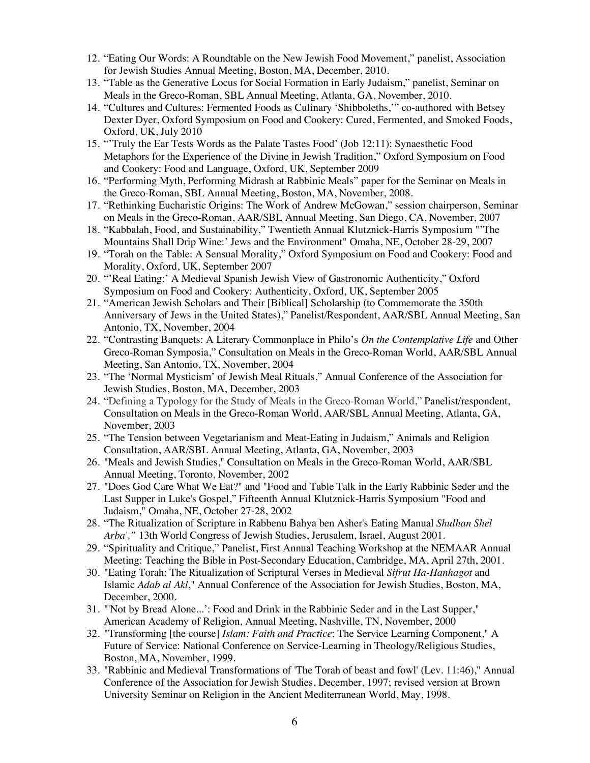12. “Eating Our Words: A Roundtable on the New Jewish Food Movement,” panelist, Association for Jewish Studies Annual Meeting, Boston, MA, December, 2010.
13. “Table as the Generative Locus for Social Formation in Early Judaism,” panelist, Seminar on Meals in the Greco-Roman, SBL Annual Meeting, Atlanta, GA, November, 2010.
14. “Cultures and Cultures: Fermented Foods as Culinary ‘Shibboleths,’” co-authored with Betsey Dexter Dyer, Oxford Symposium on Food and Cookery: Cured, Fermented, and Smoked Foods, Oxford, UK, July 2010
15. “’Truly the Ear Tests Words as the Palate Tastes Food’ (Job 12:11): Synaesthetic Food Metaphors for the Experience of the Divine in Jewish Tradition,” Oxford Symposium on Food and Cookery: Food and Language, Oxford, UK, September 2009
16. “Performing Myth, Performing Midrash at Rabbinic Meals” paper for the Seminar on Meals in the Greco-Roman, SBL Annual Meeting, Boston, MA, November, 2008.
17. “Rethinking Eucharistic Origins: The Work of Andrew McGowan,” session chairperson, Seminar on Meals in the Greco-Roman, AAR/SBL Annual Meeting, San Diego, CA, November, 2007
18. “Kabbalah, Food, and Sustainability,” Twentieth Annual Klutznick-Harris Symposium "’The Mountains Shall Drip Wine:’ Jews and the Environment" Omaha, NE, October 28-29, 2007
19. “Torah on the Table: A Sensual Morality,” Oxford Symposium on Food and Cookery: Food and Morality, Oxford, UK, September 2007
20. “’Real Eating:’ A Medieval Spanish Jewish View of Gastronomic Authenticity,” Oxford Symposium on Food and Cookery: Authenticity, Oxford, UK, September 2005
21. “American Jewish Scholars and Their [Biblical] Scholarship (to Commemorate the 350th Anniversary of Jews in the United States),” Panelist/Respondent, AAR/SBL Annual Meeting, San Antonio, TX, November, 2004
22. “Contrasting Banquets: A Literary Commonplace in Philo’s *On the Contemplative Life* and Other Greco-Roman Symposia,” Consultation on Meals in the Greco-Roman World, AAR/SBL Annual Meeting, San Antonio, TX, November, 2004
23. “The ‘Normal Mysticism’ of Jewish Meal Rituals,” Annual Conference of the Association for Jewish Studies, Boston, MA, December, 2003
24. “Defining a Typology for the Study of Meals in the Greco-Roman World,” Panelist/respondent, Consultation on Meals in the Greco-Roman World, AAR/SBL Annual Meeting, Atlanta, GA, November, 2003
25. “The Tension between Vegetarianism and Meat-Eating in Judaism,” Animals and Religion Consultation, AAR/SBL Annual Meeting, Atlanta, GA, November, 2003
26. "Meals and Jewish Studies," Consultation on Meals in the Greco-Roman World, AAR/SBL Annual Meeting, Toronto, November, 2002
27. "Does God Care What We Eat?" and "Food and Table Talk in the Early Rabbinic Seder and the Last Supper in Luke's Gospel," Fifteenth Annual Klutznick-Harris Symposium "Food and Judaism," Omaha, NE, October 27-28, 2002
28. “The Ritualization of Scripture in Rabbenu Bahya ben Asher's Eating Manual *Shulhan Shel Arba',"* 13th World Congress of Jewish Studies, Jerusalem, Israel, August 2001.
29. “Spirituality and Critique,” Panelist, First Annual Teaching Workshop at the NEMAAR Annual Meeting: Teaching the Bible in Post-Secondary Education, Cambridge, MA, April 27th, 2001.
30. "Eating Torah: The Ritualization of Scriptural Verses in Medieval *Sifrut Ha-Hanhagot* and Islamic *Adab al Akl*," Annual Conference of the Association for Jewish Studies, Boston, MA, December, 2000.
31. "'Not by Bread Alone...': Food and Drink in the Rabbinic Seder and in the Last Supper," American Academy of Religion, Annual Meeting, Nashville, TN, November, 2000
32. "Transforming [the course] *Islam: Faith and Practice*: The Service Learning Component," A Future of Service: National Conference on Service-Learning in Theology/Religious Studies, Boston, MA, November, 1999.
33. "Rabbinic and Medieval Transformations of 'The Torah of beast and fowl' (Lev. 11:46)," Annual Conference of the Association for Jewish Studies, December, 1997; revised version at Brown University Seminar on Religion in the Ancient Mediterranean World, May, 1998.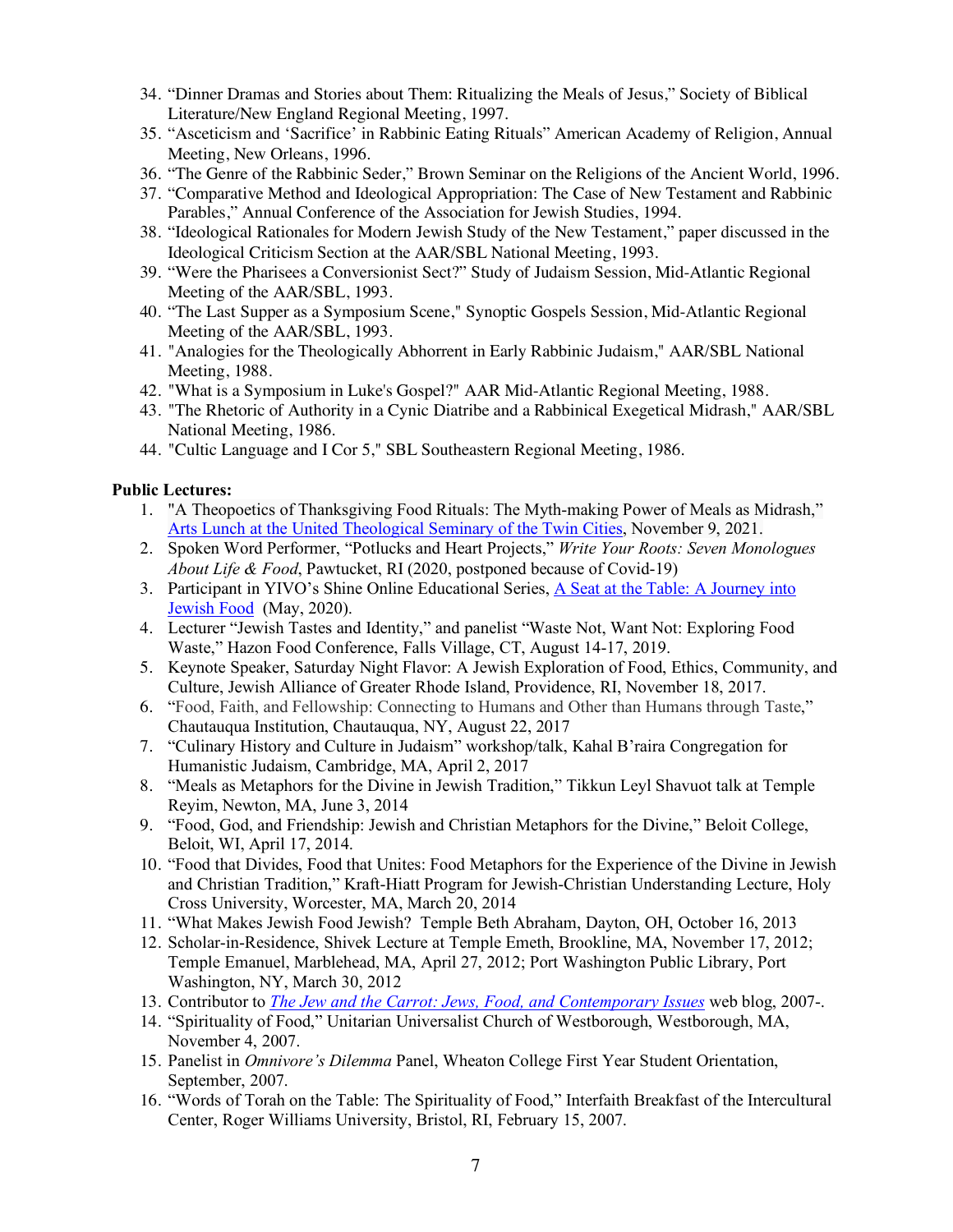34. "Dinner Dramas and Stories about Them: Ritualizing the Meals of Jesus," Society of Biblical Literature/New England Regional Meeting, 1997.
35. "Asceticism and 'Sacrifice' in Rabbinic Eating Rituals" American Academy of Religion, Annual Meeting, New Orleans, 1996.
36. "The Genre of the Rabbinic Seder," Brown Seminar on the Religions of the Ancient World, 1996.
37. "Comparative Method and Ideological Appropriation: The Case of New Testament and Rabbinic Parables," Annual Conference of the Association for Jewish Studies, 1994.
38. "Ideological Rationales for Modern Jewish Study of the New Testament," paper discussed in the Ideological Criticism Section at the AAR/SBL National Meeting, 1993.
39. "Were the Pharisees a Conversionist Sect?" Study of Judaism Session, Mid-Atlantic Regional Meeting of the AAR/SBL, 1993.
40. "The Last Supper as a Symposium Scene," Synoptic Gospels Session, Mid-Atlantic Regional Meeting of the AAR/SBL, 1993.
41. "Analogies for the Theologically Abhorrent in Early Rabbinic Judaism," AAR/SBL National Meeting, 1988.
42. "What is a Symposium in Luke's Gospel?" AAR Mid-Atlantic Regional Meeting, 1988.
43. "The Rhetoric of Authority in a Cynic Diatribe and a Rabbinical Exegetical Midrash," AAR/SBL National Meeting, 1986.
44. "Cultic Language and I Cor 5," SBL Southeastern Regional Meeting, 1986.

**Public Lectures:**

1. "A Theopoetics of Thanksgiving Food Rituals: The Myth-making Power of Meals as Midrash," Arts Lunch at the United Theological Seminary of the Twin Cities, November 9, 2021.
2. Spoken Word Performer, "Potlucks and Heart Projects," *Write Your Roots: Seven Monologues About Life & Food*, Pawtucket, RI (2020, postponed because of Covid-19)
3. Participant in YIVO's Shine Online Educational Series, A Seat at the Table: A Journey into Jewish Food (May, 2020).
4. Lecturer "Jewish Tastes and Identity," and panelist "Waste Not, Want Not: Exploring Food Waste," Hazon Food Conference, Falls Village, CT, August 14-17, 2019.
5. Keynote Speaker, Saturday Night Flavor: A Jewish Exploration of Food, Ethics, Community, and Culture, Jewish Alliance of Greater Rhode Island, Providence, RI, November 18, 2017.
6. "Food, Faith, and Fellowship: Connecting to Humans and Other than Humans through Taste," Chautauqua Institution, Chautauqua, NY, August 22, 2017
7. "Culinary History and Culture in Judaism" workshop/talk, Kahal B'raira Congregation for Humanistic Judaism, Cambridge, MA, April 2, 2017
8. "Meals as Metaphors for the Divine in Jewish Tradition," Tikkun Leyl Shavuot talk at Temple Reyim, Newton, MA, June 3, 2014
9. "Food, God, and Friendship: Jewish and Christian Metaphors for the Divine," Beloit College, Beloit, WI, April 17, 2014.
10. "Food that Divides, Food that Unites: Food Metaphors for the Experience of the Divine in Jewish and Christian Tradition," Kraft-Hiatt Program for Jewish-Christian Understanding Lecture, Holy Cross University, Worcester, MA, March 20, 2014
11. "What Makes Jewish Food Jewish? Temple Beth Abraham, Dayton, OH, October 16, 2013
12. Scholar-in-Residence, Shivek Lecture at Temple Emeth, Brookline, MA, November 17, 2012; Temple Emanuel, Marblehead, MA, April 27, 2012; Port Washington Public Library, Port Washington, NY, March 30, 2012
13. Contributor to *The Jew and the Carrot: Jews, Food, and Contemporary Issues* web blog, 2007-.
14. "Spirituality of Food," Unitarian Universalist Church of Westborough, Westborough, MA, November 4, 2007.
15. Panelist in *Omnivore's Dilemma* Panel, Wheaton College First Year Student Orientation, September, 2007.
16. "Words of Torah on the Table: The Spirituality of Food," Interfaith Breakfast of the Intercultural Center, Roger Williams University, Bristol, RI, February 15, 2007.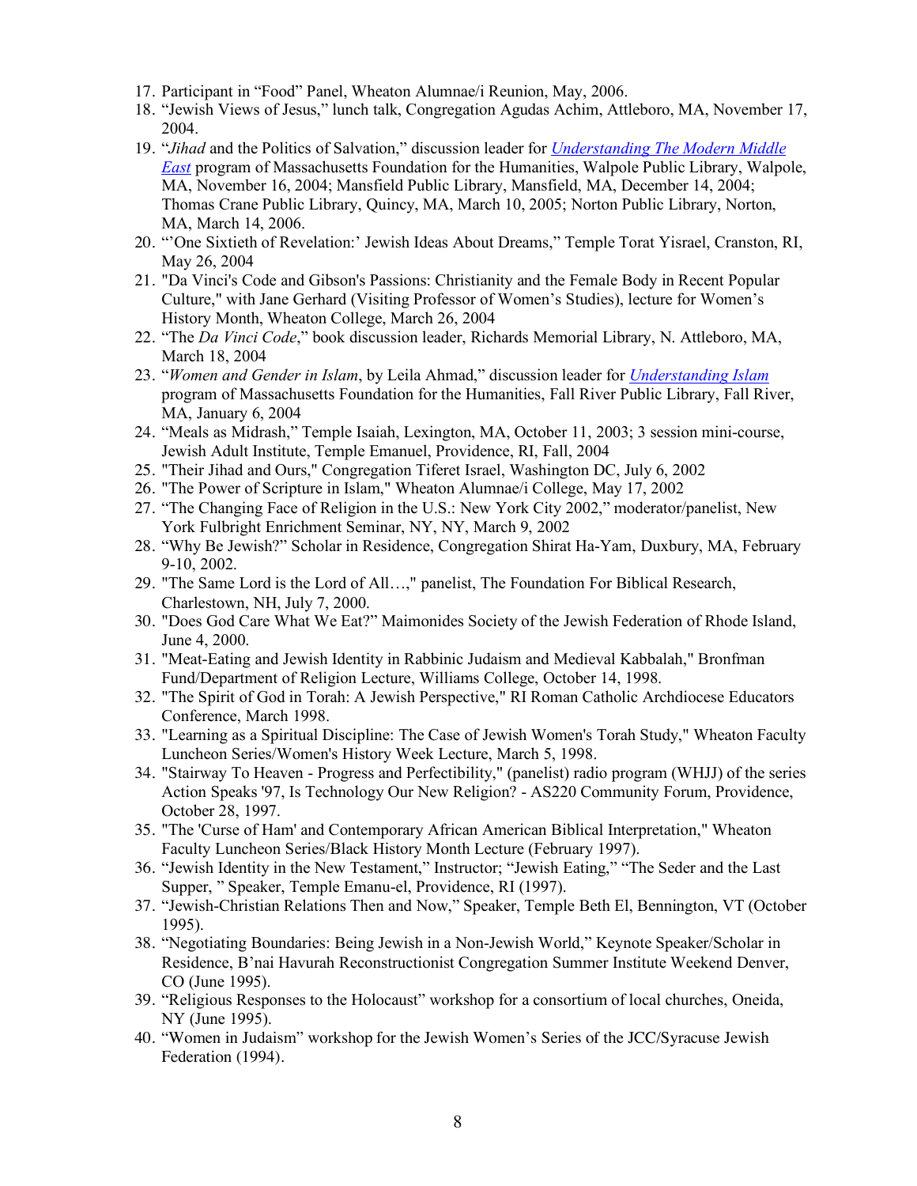17. Participant in "Food" Panel, Wheaton Alumnae/i Reunion, May, 2006.
18. "Jewish Views of Jesus," lunch talk, Congregation Agudas Achim, Attleboro, MA, November 17, 2004.
19. "*Jihad* and the Politics of Salvation," discussion leader for *Understanding The Modern Middle East* program of Massachusetts Foundation for the Humanities, Walpole Public Library, Walpole, MA, November 16, 2004; Mansfield Public Library, Mansfield, MA, December 14, 2004; Thomas Crane Public Library, Quincy, MA, March 10, 2005; Norton Public Library, Norton, MA, March 14, 2006.
20. "'One Sixtieth of Revelation:' Jewish Ideas About Dreams," Temple Torat Yisrael, Cranston, RI, May 26, 2004
21. "Da Vinci's Code and Gibson's Passions: Christianity and the Female Body in Recent Popular Culture," with Jane Gerhard (Visiting Professor of Women's Studies), lecture for Women's History Month, Wheaton College, March 26, 2004
22. "The *Da Vinci Code*," book discussion leader, Richards Memorial Library, N. Attleboro, MA, March 18, 2004
23. "*Women and Gender in Islam*, by Leila Ahmad," discussion leader for *Understanding Islam* program of Massachusetts Foundation for the Humanities, Fall River Public Library, Fall River, MA, January 6, 2004
24. "Meals as Midrash," Temple Isaiah, Lexington, MA, October 11, 2003; 3 session mini-course, Jewish Adult Institute, Temple Emanuel, Providence, RI, Fall, 2004
25. "Their Jihad and Ours," Congregation Tiferet Israel, Washington DC, July 6, 2002
26. "The Power of Scripture in Islam," Wheaton Alumnae/i College, May 17, 2002
27. "The Changing Face of Religion in the U.S.: New York City 2002," moderator/panelist, New York Fulbright Enrichment Seminar, NY, NY, March 9, 2002
28. "Why Be Jewish?" Scholar in Residence, Congregation Shirat Ha-Yam, Duxbury, MA, February 9-10, 2002.
29. "The Same Lord is the Lord of All…," panelist, The Foundation For Biblical Research, Charlestown, NH, July 7, 2000.
30. "Does God Care What We Eat?" Maimonides Society of the Jewish Federation of Rhode Island, June 4, 2000.
31. "Meat-Eating and Jewish Identity in Rabbinic Judaism and Medieval Kabbalah," Bronfman Fund/Department of Religion Lecture, Williams College, October 14, 1998.
32. "The Spirit of God in Torah: A Jewish Perspective," RI Roman Catholic Archdiocese Educators Conference, March 1998.
33. "Learning as a Spiritual Discipline: The Case of Jewish Women's Torah Study," Wheaton Faculty Luncheon Series/Women's History Week Lecture, March 5, 1998.
34. "Stairway To Heaven - Progress and Perfectibility," (panelist) radio program (WHJJ) of the series Action Speaks '97, Is Technology Our New Religion? - AS220 Community Forum, Providence, October 28, 1997.
35. "The 'Curse of Ham' and Contemporary African American Biblical Interpretation," Wheaton Faculty Luncheon Series/Black History Month Lecture (February 1997).
36. "Jewish Identity in the New Testament," Instructor; "Jewish Eating," "The Seder and the Last Supper, " Speaker, Temple Emanu-el, Providence, RI (1997).
37. "Jewish-Christian Relations Then and Now," Speaker, Temple Beth El, Bennington, VT (October 1995).
38. "Negotiating Boundaries: Being Jewish in a Non-Jewish World," Keynote Speaker/Scholar in Residence, B'nai Havurah Reconstructionist Congregation Summer Institute Weekend Denver, CO (June 1995).
39. "Religious Responses to the Holocaust" workshop for a consortium of local churches, Oneida, NY (June 1995).
40. "Women in Judaism" workshop for the Jewish Women's Series of the JCC/Syracuse Jewish Federation (1994).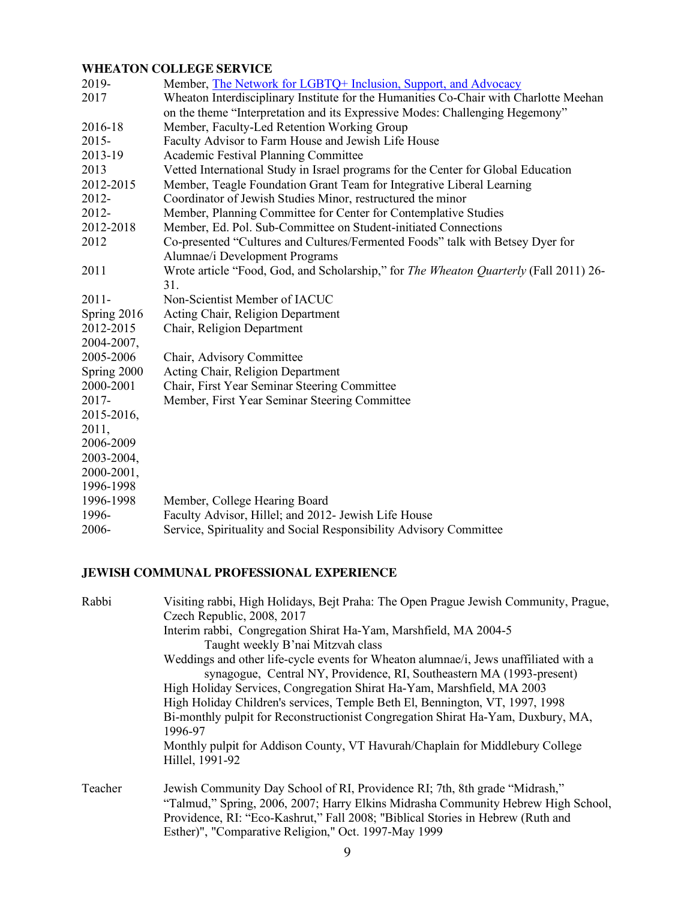## WHEATON COLLEGE SERVICE

| | |
|---|---|
| 2019- | Member, [The Network for LGBTQ+ Inclusion, Support, and Advocacy]() |
| 2017 | Wheaton Interdisciplinary Institute for the Humanities Co-Chair with Charlotte Meehan on the theme "Interpretation and its Expressive Modes: Challenging Hegemony" |
| 2016-18 | Member, Faculty-Led Retention Working Group |
| 2015- | Faculty Advisor to Farm House and Jewish Life House |
| 2013-19 | Academic Festival Planning Committee |
| 2013 | Vetted International Study in Israel programs for the Center for Global Education |
| 2012-2015 | Member, Teagle Foundation Grant Team for Integrative Liberal Learning |
| 2012- | Coordinator of Jewish Studies Minor, restructured the minor |
| 2012- | Member, Planning Committee for Center for Contemplative Studies |
| 2012-2018 | Member, Ed. Pol. Sub-Committee on Student-initiated Connections |
| 2012 | Co-presented "Cultures and Cultures/Fermented Foods" talk with Betsey Dyer for Alumnae/i Development Programs |
| 2011 | Wrote article "Food, God, and Scholarship," for *The Wheaton Quarterly* (Fall 2011) 26-31. |
| 2011- | Non-Scientist Member of IACUC |
| Spring 2016 | Acting Chair, Religion Department |
| 2012-2015 2004-2007, | Chair, Religion Department |
| 2005-2006 | Chair, Advisory Committee |
| Spring 2000 | Acting Chair, Religion Department |
| 2000-2001 | Chair, First Year Seminar Steering Committee |
| 2017- 2015-2016, 2011, 2006-2009 2003-2004, 2000-2001, 1996-1998 | Member, First Year Seminar Steering Committee |
| 1996-1998 | Member, College Hearing Board |
| 1996- | Faculty Advisor, Hillel; and 2012- Jewish Life House |
| 2006- | Service, Spirituality and Social Responsibility Advisory Committee |

## JEWISH COMMUNAL PROFESSIONAL EXPERIENCE

**Rabbi**

Visiting rabbi, High Holidays, Bejt Praha: The Open Prague Jewish Community, Prague, Czech Republic, 2008, 2017

Interim rabbi, Congregation Shirat Ha-Yam, Marshfield, MA 2004-5
   Taught weekly B'nai Mitzvah class

Weddings and other life-cycle events for Wheaton alumnae/i, Jews unaffiliated with a synagogue, Central NY, Providence, RI, Southeastern MA (1993-present)

High Holiday Services, Congregation Shirat Ha-Yam, Marshfield, MA 2003

High Holiday Children's services, Temple Beth El, Bennington, VT, 1997, 1998

Bi-monthly pulpit for Reconstructionist Congregation Shirat Ha-Yam, Duxbury, MA, 1996-97

Monthly pulpit for Addison County, VT Havurah/Chaplain for Middlebury College Hillel, 1991-92

**Teacher**

Jewish Community Day School of RI, Providence RI; 7th, 8th grade "Midrash," "Talmud," Spring, 2006, 2007; Harry Elkins Midrasha Community Hebrew High School, Providence, RI: "Eco-Kashrut," Fall 2008; "Biblical Stories in Hebrew (Ruth and Esther)", "Comparative Religion," Oct. 1997-May 1999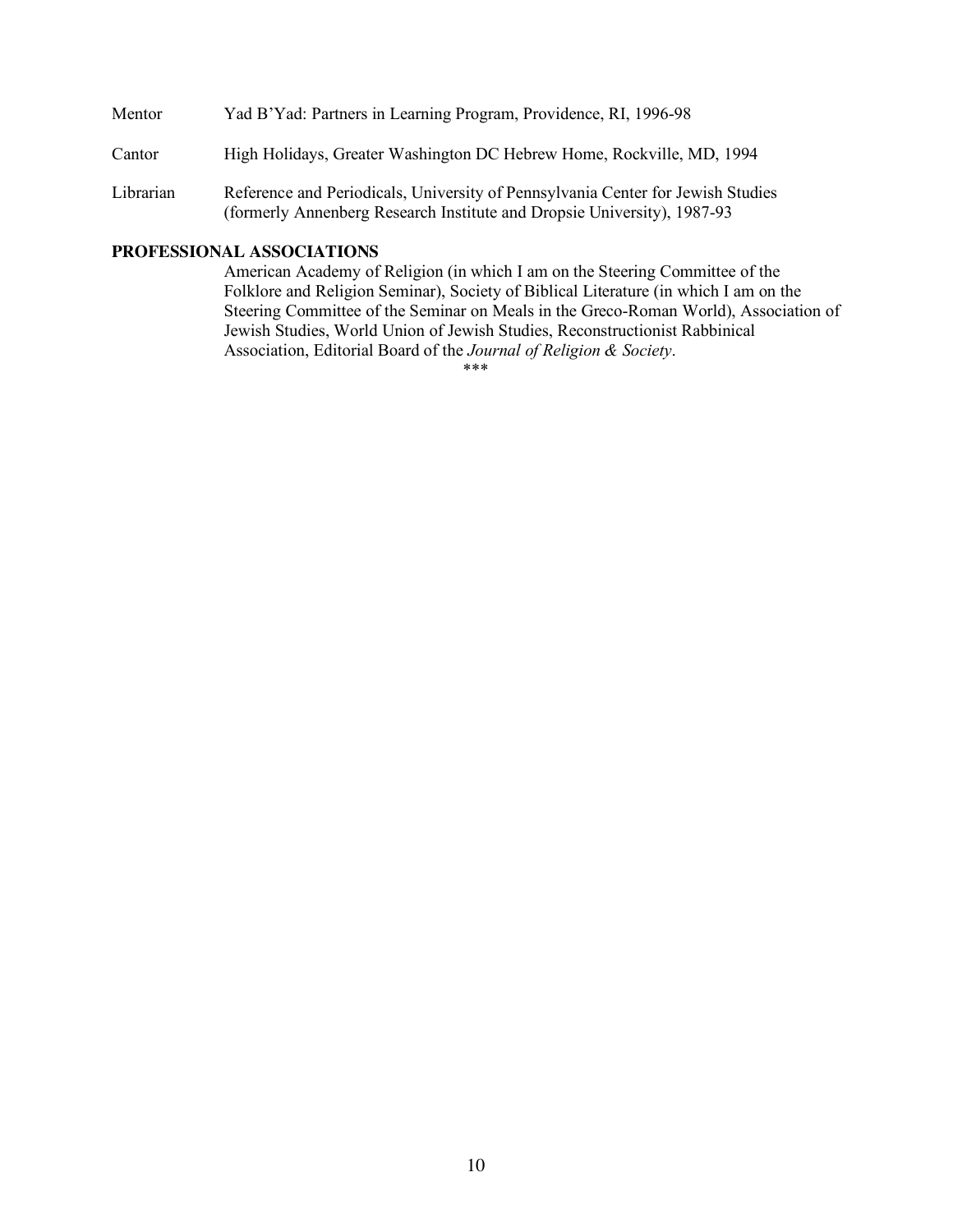Mentor Yad B'Yad: Partners in Learning Program, Providence, RI, 1996-98

Cantor High Holidays, Greater Washington DC Hebrew Home, Rockville, MD, 1994

Librarian Reference and Periodicals, University of Pennsylvania Center for Jewish Studies (formerly Annenberg Research Institute and Dropsie University), 1987-93

**PROFESSIONAL ASSOCIATIONS**

American Academy of Religion (in which I am on the Steering Committee of the Folklore and Religion Seminar), Society of Biblical Literature (in which I am on the Steering Committee of the Seminar on Meals in the Greco-Roman World), Association of Jewish Studies, World Union of Jewish Studies, Reconstructionist Rabbinical Association, Editorial Board of the *Journal of Religion & Society*.

***